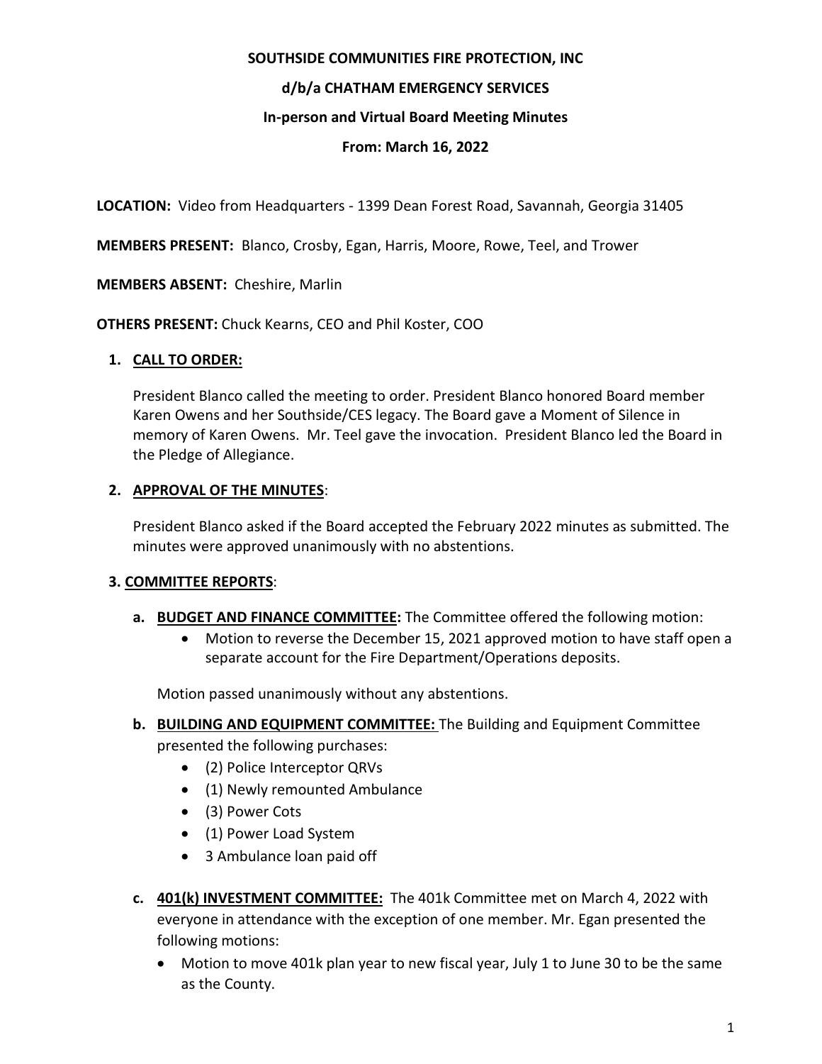**SOUTHSIDE COMMUNITIES FIRE PROTECTION, INC**

**d/b/a CHATHAM EMERGENCY SERVICES**

**In-person and Virtual Board Meeting Minutes**

**From: March 16, 2022**

**LOCATION:** Video from Headquarters - 1399 Dean Forest Road, Savannah, Georgia 31405

**MEMBERS PRESENT:** Blanco, Crosby, Egan, Harris, Moore, Rowe, Teel, and Trower

**MEMBERS ABSENT:** Cheshire, Marlin

**OTHERS PRESENT:** Chuck Kearns, CEO and Phil Koster, COO

1. **CALL TO ORDER:**

   President Blanco called the meeting to order. President Blanco honored Board member Karen Owens and her Southside/CES legacy. The Board gave a Moment of Silence in memory of Karen Owens. Mr. Teel gave the invocation. President Blanco led the Board in the Pledge of Allegiance.

2. **APPROVAL OF THE MINUTES**:

   President Blanco asked if the Board accepted the February 2022 minutes as submitted. The minutes were approved unanimously with no abstentions.

3. **COMMITTEE REPORTS**:

   a. **BUDGET AND FINANCE COMMITTEE:** The Committee offered the following motion:
      - Motion to reverse the December 15, 2021 approved motion to have staff open a separate account for the Fire Department/Operations deposits.

      Motion passed unanimously without any abstentions.

   b. **BUILDING AND EQUIPMENT COMMITTEE:** The Building and Equipment Committee presented the following purchases:
      - (2) Police Interceptor QRVs
      - (1) Newly remounted Ambulance
      - (3) Power Cots
      - (1) Power Load System
      - 3 Ambulance loan paid off

   c. **401(k) INVESTMENT COMMITTEE:** The 401k Committee met on March 4, 2022 with everyone in attendance with the exception of one member. Mr. Egan presented the following motions:
      - Motion to move 401k plan year to new fiscal year, July 1 to June 30 to be the same as the County.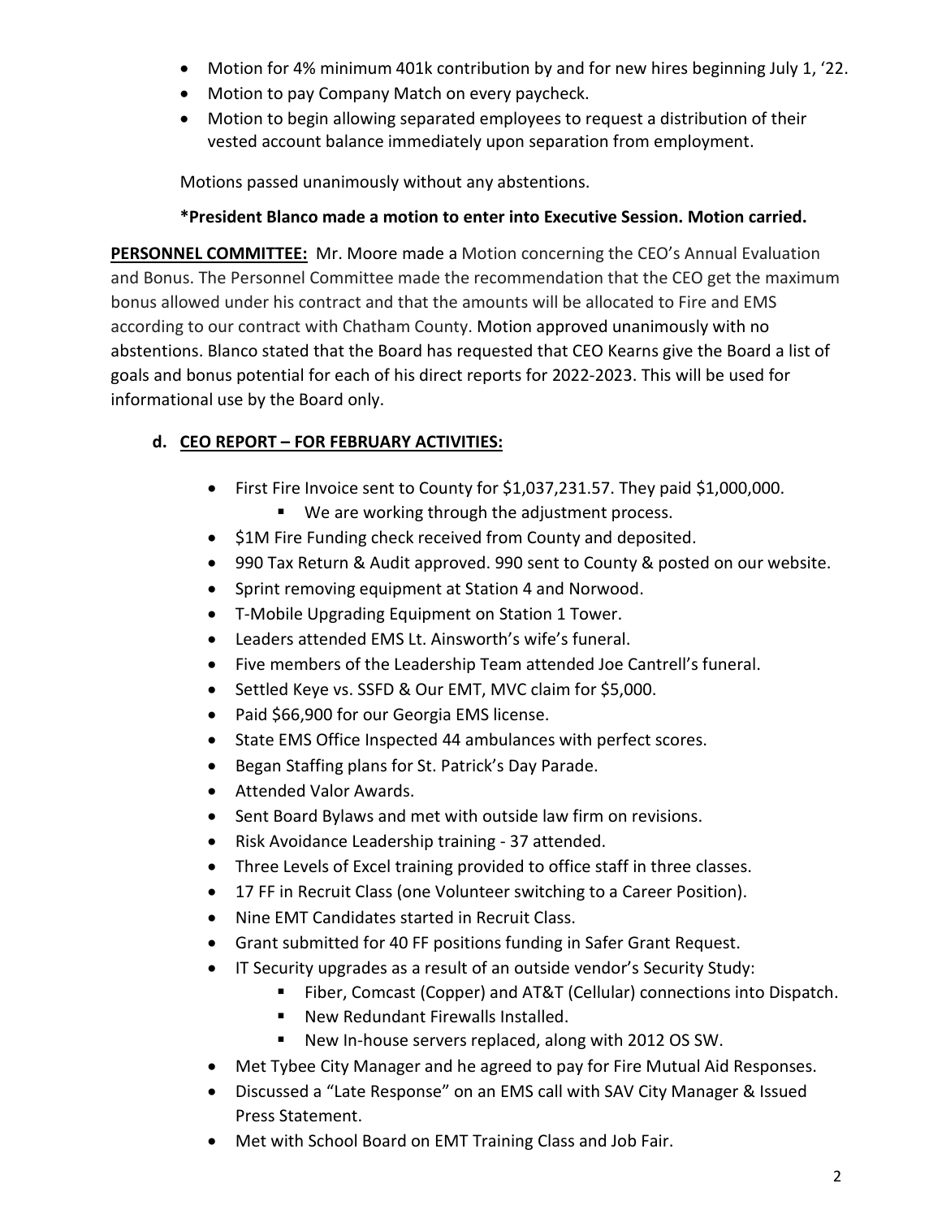- Motion for 4% minimum 401k contribution by and for new hires beginning July 1, '22.
- Motion to pay Company Match on every paycheck.
- Motion to begin allowing separated employees to request a distribution of their vested account balance immediately upon separation from employment.

Motions passed unanimously without any abstentions.

**\*President Blanco made a motion to enter into Executive Session. Motion carried.**

**PERSONNEL COMMITTEE:** Mr. Moore made a Motion concerning the CEO's Annual Evaluation and Bonus. The Personnel Committee made the recommendation that the CEO get the maximum bonus allowed under his contract and that the amounts will be allocated to Fire and EMS according to our contract with Chatham County. Motion approved unanimously with no abstentions. Blanco stated that the Board has requested that CEO Kearns give the Board a list of goals and bonus potential for each of his direct reports for 2022-2023. This will be used for informational use by the Board only.

**d. CEO REPORT – FOR FEBRUARY ACTIVITIES:**

- First Fire Invoice sent to County for $1,037,231.57. They paid $1,000,000.
  - We are working through the adjustment process.
- $1M Fire Funding check received from County and deposited.
- 990 Tax Return & Audit approved. 990 sent to County & posted on our website.
- Sprint removing equipment at Station 4 and Norwood.
- T-Mobile Upgrading Equipment on Station 1 Tower.
- Leaders attended EMS Lt. Ainsworth's wife's funeral.
- Five members of the Leadership Team attended Joe Cantrell's funeral.
- Settled Keye vs. SSFD & Our EMT, MVC claim for $5,000.
- Paid $66,900 for our Georgia EMS license.
- State EMS Office Inspected 44 ambulances with perfect scores.
- Began Staffing plans for St. Patrick's Day Parade.
- Attended Valor Awards.
- Sent Board Bylaws and met with outside law firm on revisions.
- Risk Avoidance Leadership training - 37 attended.
- Three Levels of Excel training provided to office staff in three classes.
- 17 FF in Recruit Class (one Volunteer switching to a Career Position).
- Nine EMT Candidates started in Recruit Class.
- Grant submitted for 40 FF positions funding in Safer Grant Request.
- IT Security upgrades as a result of an outside vendor's Security Study:
  - Fiber, Comcast (Copper) and AT&T (Cellular) connections into Dispatch.
  - New Redundant Firewalls Installed.
  - New In-house servers replaced, along with 2012 OS SW.
- Met Tybee City Manager and he agreed to pay for Fire Mutual Aid Responses.
- Discussed a "Late Response" on an EMS call with SAV City Manager & Issued Press Statement.
- Met with School Board on EMT Training Class and Job Fair.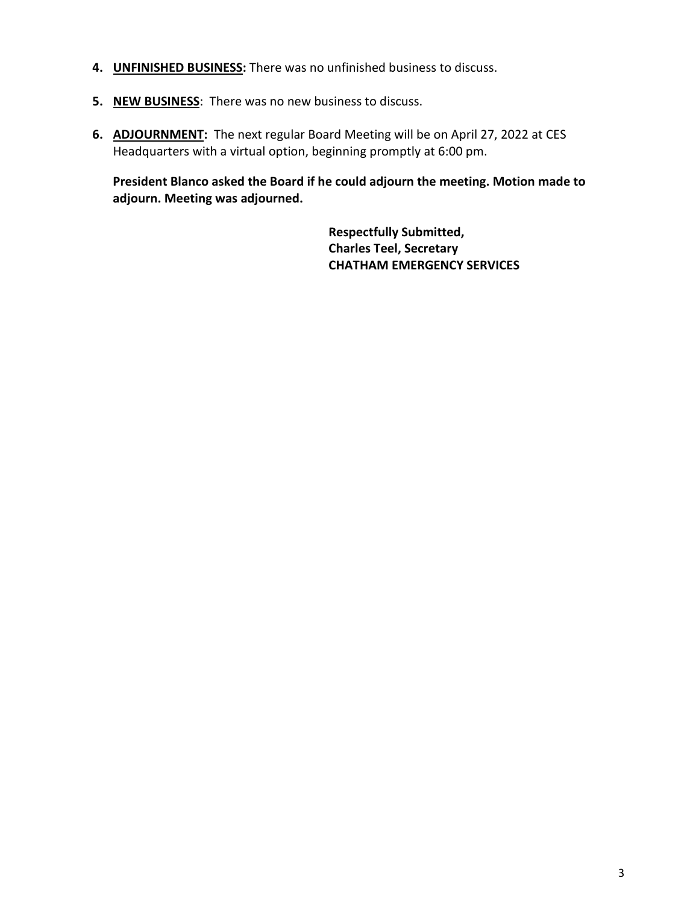4. **UNFINISHED BUSINESS:** There was no unfinished business to discuss.

5. **NEW BUSINESS**: There was no new business to discuss.

6. **ADJOURNMENT:** The next regular Board Meeting will be on April 27, 2022 at CES Headquarters with a virtual option, beginning promptly at 6:00 pm.

   **President Blanco asked the Board if he could adjourn the meeting. Motion made to adjourn. Meeting was adjourned.**

**Respectfully Submitted,**
**Charles Teel, Secretary**
**CHATHAM EMERGENCY SERVICES**